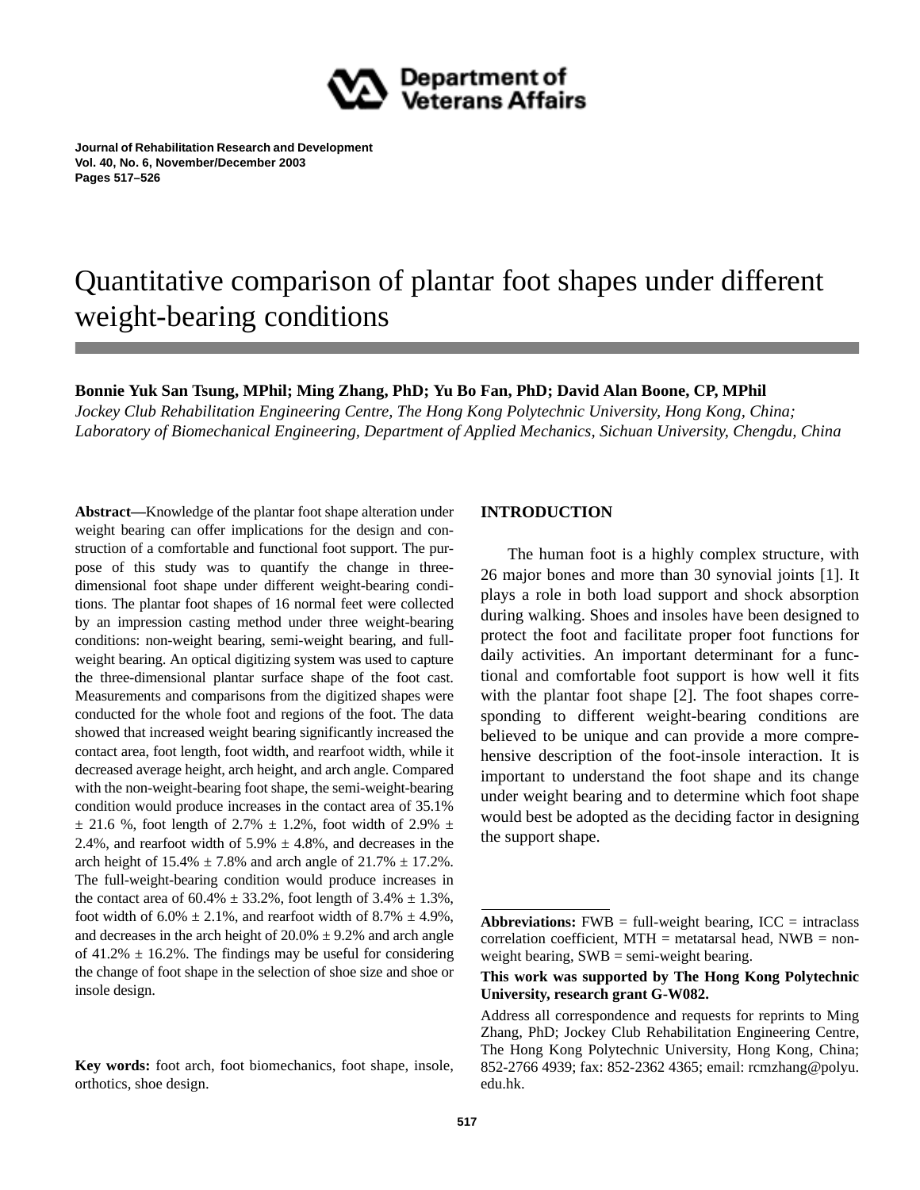# Quantitative comparison of plantar foot shapes under different weight-bearing conditions

**Bonnie Yuk San Tsung, MPhil; Ming Zhang, PhD; Yu Bo Fan, PhD; David Alan Boone, CP, MPhil**

*Jockey Club Rehabilitation Engineering Centre, The Hong Kong Polytechnic University, Hong Kong, China; Laboratory of Biomechanical Engineering, Department of Applied Mechanics, Sichuan University, Chengdu, China*

**Abstract—**Knowledge of the plantar foot shape alteration under weight bearing can offer implications for the design and construction of a comfortable and functional foot support. The purpose of this study was to quantify the change in three-dimensional foot shape under different weight-bearing conditions. The plantar foot shapes of 16 normal feet were collected by an impression casting method under three weight-bearing conditions: non-weight bearing, semi-weight bearing, and full-weight bearing. An optical digitizing system was used to capture the three-dimensional plantar surface shape of the foot cast. Measurements and comparisons from the digitized shapes were conducted for the whole foot and regions of the foot. The data showed that increased weight bearing significantly increased the contact area, foot length, foot width, and rearfoot width, while it decreased average height, arch height, and arch angle. Compared with the non-weight-bearing foot shape, the semi-weight-bearing condition would produce increases in the contact area of 35.1% ± 21.6 %, foot length of 2.7% ± 1.2%, foot width of 2.9% ± 2.4%, and rearfoot width of 5.9% ± 4.8%, and decreases in the arch height of 15.4% ± 7.8% and arch angle of 21.7% ± 17.2%. The full-weight-bearing condition would produce increases in the contact area of 60.4% ± 33.2%, foot length of 3.4% ± 1.3%, foot width of 6.0% ± 2.1%, and rearfoot width of 8.7% ± 4.9%, and decreases in the arch height of 20.0% ± 9.2% and arch angle of 41.2% ± 16.2%. The findings may be useful for considering the change of foot shape in the selection of shoe size and shoe or insole design.

**Key words:** foot arch, foot biomechanics, foot shape, insole, orthotics, shoe design.

## INTRODUCTION

The human foot is a highly complex structure, with 26 major bones and more than 30 synovial joints [1]. It plays a role in both load support and shock absorption during walking. Shoes and insoles have been designed to protect the foot and facilitate proper foot functions for daily activities. An important determinant for a functional and comfortable foot support is how well it fits with the plantar foot shape [2]. The foot shapes corresponding to different weight-bearing conditions are believed to be unique and can provide a more comprehensive description of the foot-insole interaction. It is important to understand the foot shape and its change under weight bearing and to determine which foot shape would best be adopted as the deciding factor in designing the support shape.

---

**Abbreviations:** FWB = full-weight bearing, ICC = intraclass correlation coefficient, MTH = metatarsal head, NWB = non-weight bearing, SWB = semi-weight bearing.

**This work was supported by The Hong Kong Polytechnic University, research grant G-W082.**

Address all correspondence and requests for reprints to Ming Zhang, PhD; Jockey Club Rehabilitation Engineering Centre, The Hong Kong Polytechnic University, Hong Kong, China; 852-2766 4939; fax: 852-2362 4365; email: rcmzhang@polyu.edu.hk.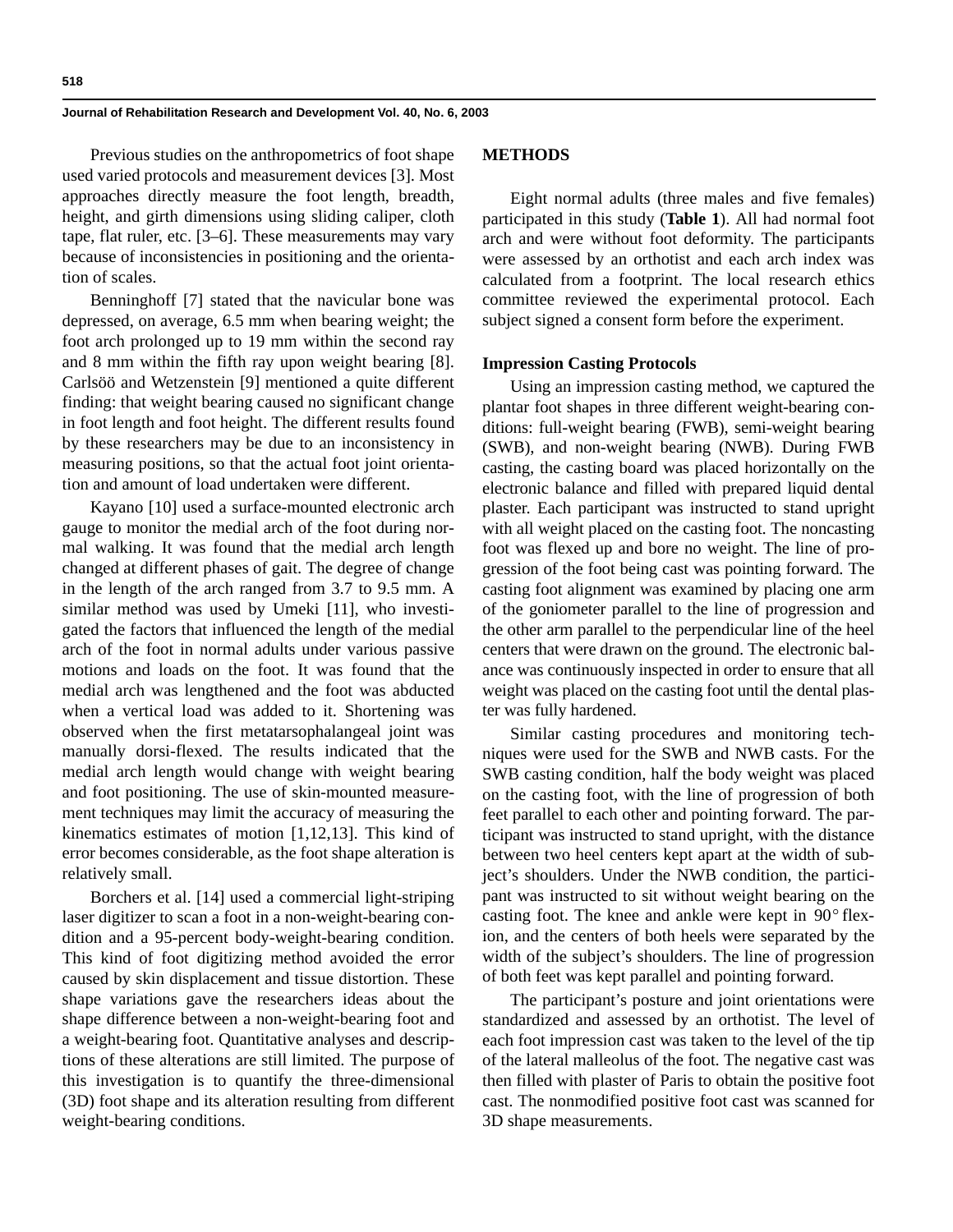Previous studies on the anthropometrics of foot shape used varied protocols and measurement devices [3]. Most approaches directly measure the foot length, breadth, height, and girth dimensions using sliding caliper, cloth tape, flat ruler, etc. [3–6]. These measurements may vary because of inconsistencies in positioning and the orientation of scales.

Benninghoff [7] stated that the navicular bone was depressed, on average, 6.5 mm when bearing weight; the foot arch prolonged up to 19 mm within the second ray and 8 mm within the fifth ray upon weight bearing [8]. Carlsöö and Wetzenstein [9] mentioned a quite different finding: that weight bearing caused no significant change in foot length and foot height. The different results found by these researchers may be due to an inconsistency in measuring positions, so that the actual foot joint orientation and amount of load undertaken were different.

Kayano [10] used a surface-mounted electronic arch gauge to monitor the medial arch of the foot during normal walking. It was found that the medial arch length changed at different phases of gait. The degree of change in the length of the arch ranged from 3.7 to 9.5 mm. A similar method was used by Umeki [11], who investigated the factors that influenced the length of the medial arch of the foot in normal adults under various passive motions and loads on the foot. It was found that the medial arch was lengthened and the foot was abducted when a vertical load was added to it. Shortening was observed when the first metatarsophalangeal joint was manually dorsi-flexed. The results indicated that the medial arch length would change with weight bearing and foot positioning. The use of skin-mounted measurement techniques may limit the accuracy of measuring the kinematics estimates of motion [1,12,13]. This kind of error becomes considerable, as the foot shape alteration is relatively small.

Borchers et al. [14] used a commercial light-striping laser digitizer to scan a foot in a non-weight-bearing condition and a 95-percent body-weight-bearing condition. This kind of foot digitizing method avoided the error caused by skin displacement and tissue distortion. These shape variations gave the researchers ideas about the shape difference between a non-weight-bearing foot and a weight-bearing foot. Quantitative analyses and descriptions of these alterations are still limited. The purpose of this investigation is to quantify the three-dimensional (3D) foot shape and its alteration resulting from different weight-bearing conditions.

## METHODS

Eight normal adults (three males and five females) participated in this study (**Table 1**). All had normal foot arch and were without foot deformity. The participants were assessed by an orthotist and each arch index was calculated from a footprint. The local research ethics committee reviewed the experimental protocol. Each subject signed a consent form before the experiment.

### Impression Casting Protocols

Using an impression casting method, we captured the plantar foot shapes in three different weight-bearing conditions: full-weight bearing (FWB), semi-weight bearing (SWB), and non-weight bearing (NWB). During FWB casting, the casting board was placed horizontally on the electronic balance and filled with prepared liquid dental plaster. Each participant was instructed to stand upright with all weight placed on the casting foot. The noncasting foot was flexed up and bore no weight. The line of progression of the foot being cast was pointing forward. The casting foot alignment was examined by placing one arm of the goniometer parallel to the line of progression and the other arm parallel to the perpendicular line of the heel centers that were drawn on the ground. The electronic balance was continuously inspected in order to ensure that all weight was placed on the casting foot until the dental plaster was fully hardened.

Similar casting procedures and monitoring techniques were used for the SWB and NWB casts. For the SWB casting condition, half the body weight was placed on the casting foot, with the line of progression of both feet parallel to each other and pointing forward. The participant was instructed to stand upright, with the distance between two heel centers kept apart at the width of subject's shoulders. Under the NWB condition, the participant was instructed to sit without weight bearing on the casting foot. The knee and ankle were kept in 90° flexion, and the centers of both heels were separated by the width of the subject's shoulders. The line of progression of both feet was kept parallel and pointing forward.

The participant's posture and joint orientations were standardized and assessed by an orthotist. The level of each foot impression cast was taken to the level of the tip of the lateral malleolus of the foot. The negative cast was then filled with plaster of Paris to obtain the positive foot cast. The nonmodified positive foot cast was scanned for 3D shape measurements.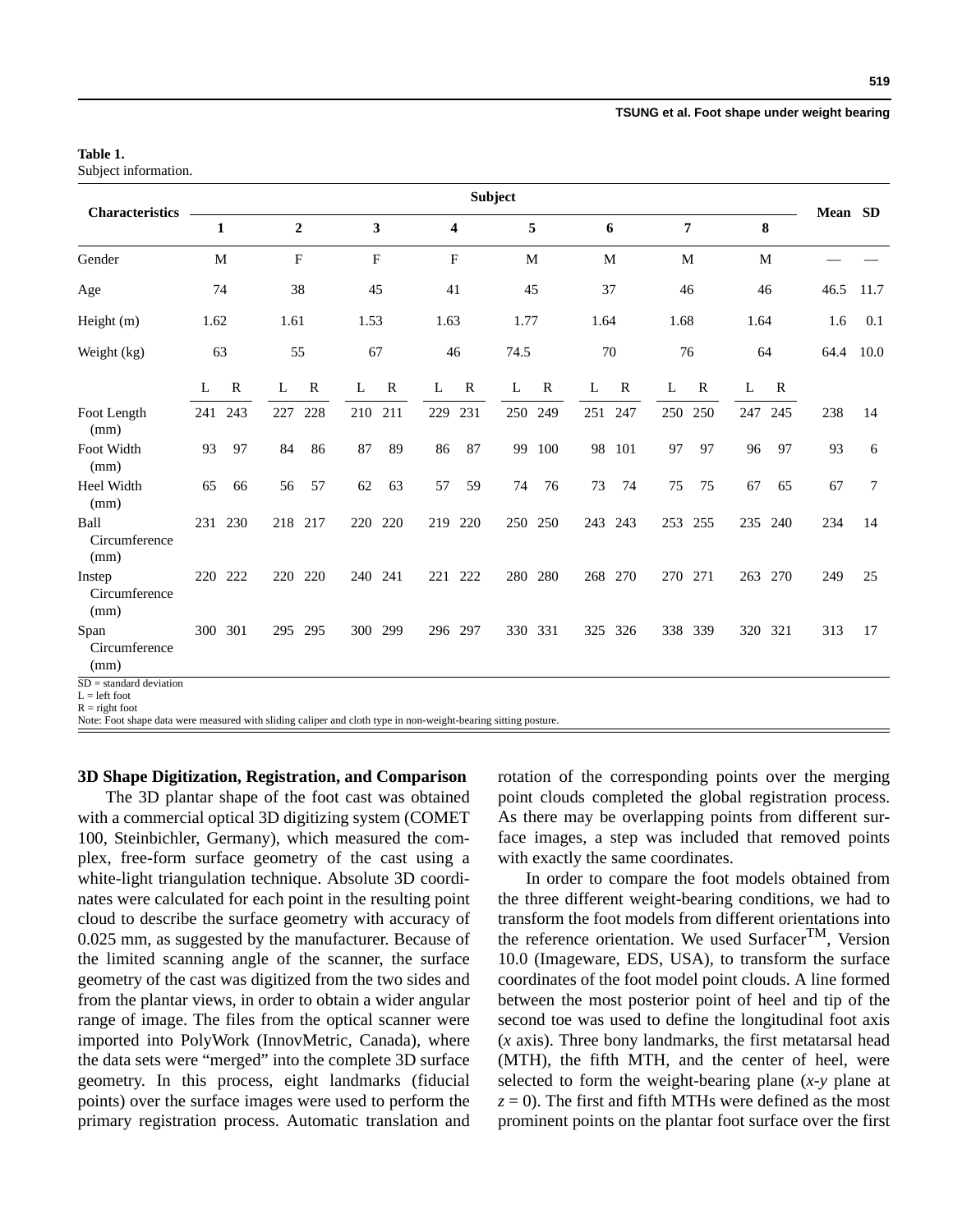**Table 1.**
Subject information.

| Characteristics | Subject | | | | | | | | | | | | | | | | Mean | SD |
|---|---|---|---|---|---|---|---|---|---|---|---|---|---|---|---|---|---|---|
| | 1 | | 2 | | 3 | | 4 | | 5 | | 6 | | 7 | | 8 | | | |
| Gender | M | | F | | F | | F | | M | | M | | M | | M | | — | — |
| Age | 74 | | 38 | | 45 | | 41 | | 45 | | 37 | | 46 | | 46 | | 46.5 | 11.7 |
| Height (m) | 1.62 | | 1.61 | | 1.53 | | 1.63 | | 1.77 | | 1.64 | | 1.68 | | 1.64 | | 1.6 | 0.1 |
| Weight (kg) | 63 | | 55 | | 67 | | 46 | | 74.5 | | 70 | | 76 | | 64 | | 64.4 | 10.0 |
| | L | R | L | R | L | R | L | R | L | R | L | R | L | R | L | R | | |
| Foot Length (mm) | 241 | 243 | 227 | 228 | 210 | 211 | 229 | 231 | 250 | 249 | 251 | 247 | 250 | 250 | 247 | 245 | 238 | 14 |
| Foot Width (mm) | 93 | 97 | 84 | 86 | 87 | 89 | 86 | 87 | 99 | 100 | 98 | 101 | 97 | 97 | 96 | 97 | 93 | 6 |
| Heel Width (mm) | 65 | 66 | 56 | 57 | 62 | 63 | 57 | 59 | 74 | 76 | 73 | 74 | 75 | 75 | 67 | 65 | 67 | 7 |
| Ball Circumference (mm) | 231 | 230 | 218 | 217 | 220 | 220 | 219 | 220 | 250 | 250 | 243 | 243 | 253 | 255 | 235 | 240 | 234 | 14 |
| Instep Circumference (mm) | 220 | 222 | 220 | 220 | 240 | 241 | 221 | 222 | 280 | 280 | 268 | 270 | 270 | 271 | 263 | 270 | 249 | 25 |
| Span Circumference (mm) | 300 | 301 | 295 | 295 | 300 | 299 | 296 | 297 | 330 | 331 | 325 | 326 | 338 | 339 | 320 | 321 | 313 | 17 |

SD = standard deviation
L = left foot
R = right foot
Note: Foot shape data were measured with sliding caliper and cloth type in non-weight-bearing sitting posture.

### 3D Shape Digitization, Registration, and Comparison

The 3D plantar shape of the foot cast was obtained with a commercial optical 3D digitizing system (COMET 100, Steinbichler, Germany), which measured the complex, free-form surface geometry of the cast using a white-light triangulation technique. Absolute 3D coordinates were calculated for each point in the resulting point cloud to describe the surface geometry with accuracy of 0.025 mm, as suggested by the manufacturer. Because of the limited scanning angle of the scanner, the surface geometry of the cast was digitized from the two sides and from the plantar views, in order to obtain a wider angular range of image. The files from the optical scanner were imported into PolyWork (InnovMetric, Canada), where the data sets were "merged" into the complete 3D surface geometry. In this process, eight landmarks (fiducial points) over the surface images were used to perform the primary registration process. Automatic translation and rotation of the corresponding points over the merging point clouds completed the global registration process. As there may be overlapping points from different surface images, a step was included that removed points with exactly the same coordinates.

In order to compare the foot models obtained from the three different weight-bearing conditions, we had to transform the foot models from different orientations into the reference orientation. We used Surfacer™, Version 10.0 (Imageware, EDS, USA), to transform the surface coordinates of the foot model point clouds. A line formed between the most posterior point of heel and tip of the second toe was used to define the longitudinal foot axis ($x$ axis). Three bony landmarks, the first metatarsal head (MTH), the fifth MTH, and the center of heel, were selected to form the weight-bearing plane ($x$-$y$ plane at $z = 0$). The first and fifth MTHs were defined as the most prominent points on the plantar foot surface over the first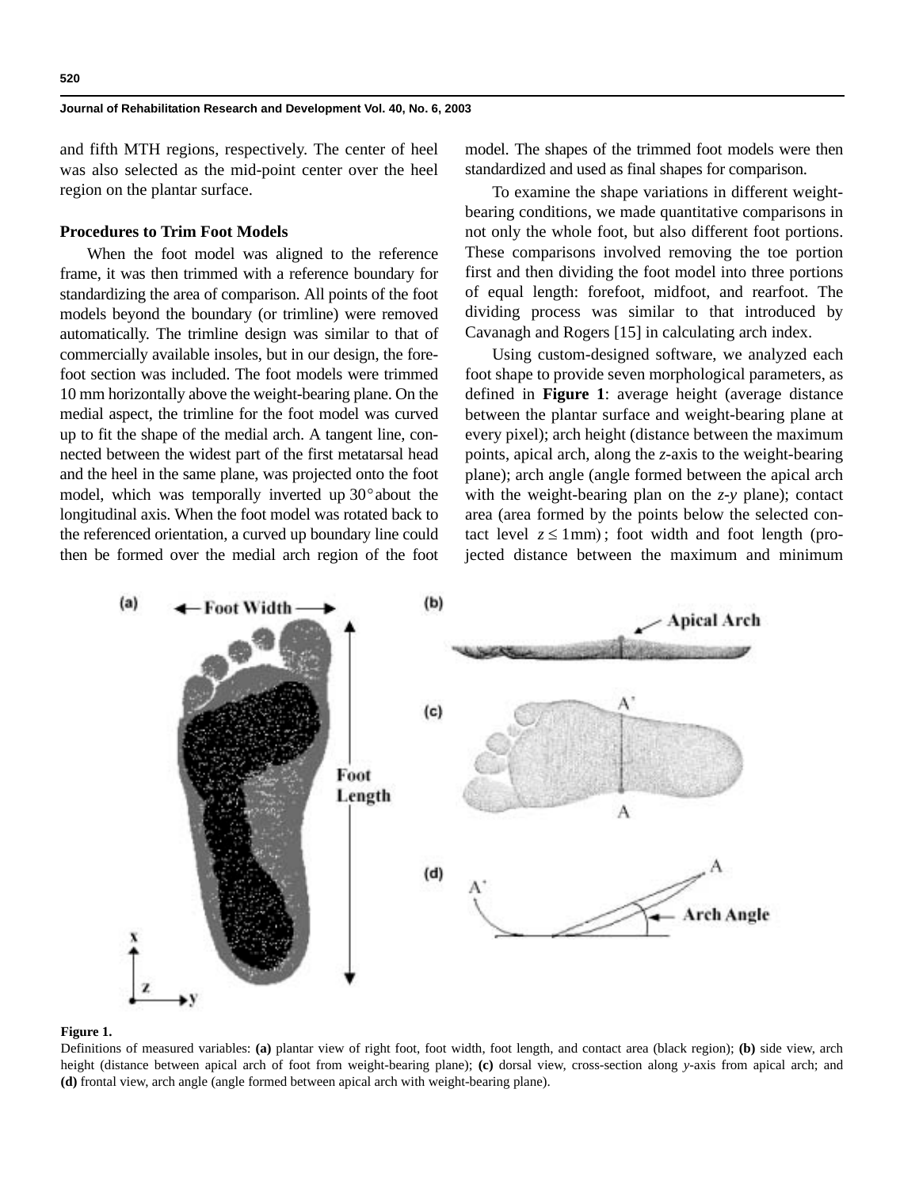and fifth MTH regions, respectively. The center of heel was also selected as the mid-point center over the heel region on the plantar surface.

### Procedures to Trim Foot Models

When the foot model was aligned to the reference frame, it was then trimmed with a reference boundary for standardizing the area of comparison. All points of the foot models beyond the boundary (or trimline) were removed automatically. The trimline design was similar to that of commercially available insoles, but in our design, the forefoot section was included. The foot models were trimmed 10 mm horizontally above the weight-bearing plane. On the medial aspect, the trimline for the foot model was curved up to fit the shape of the medial arch. A tangent line, connected between the widest part of the first metatarsal head and the heel in the same plane, was projected onto the foot model, which was temporally inverted up $30°$ about the longitudinal axis. When the foot model was rotated back to the referenced orientation, a curved up boundary line could then be formed over the medial arch region of the foot model. The shapes of the trimmed foot models were then standardized and used as final shapes for comparison.

To examine the shape variations in different weight-bearing conditions, we made quantitative comparisons in not only the whole foot, but also different foot portions. These comparisons involved removing the toe portion first and then dividing the foot model into three portions of equal length: forefoot, midfoot, and rearfoot. The dividing process was similar to that introduced by Cavanagh and Rogers [15] in calculating arch index.

Using custom-designed software, we analyzed each foot shape to provide seven morphological parameters, as defined in **Figure 1**: average height (average distance between the plantar surface and weight-bearing plane at every pixel); arch height (distance between the maximum points, apical arch, along the $z$-axis to the weight-bearing plane); arch angle (angle formed between the apical arch with the weight-bearing plan on the $z$-$y$ plane); contact area (area formed by the points below the selected contact level $z \leq 1\text{mm}$); foot width and foot length (projected distance between the maximum and minimum

**Figure 1.**
Definitions of measured variables: **(a)** plantar view of right foot, foot width, foot length, and contact area (black region); **(b)** side view, arch height (distance between apical arch of foot from weight-bearing plane); **(c)** dorsal view, cross-section along $y$-axis from apical arch; and **(d)** frontal view, arch angle (angle formed between apical arch with weight-bearing plane).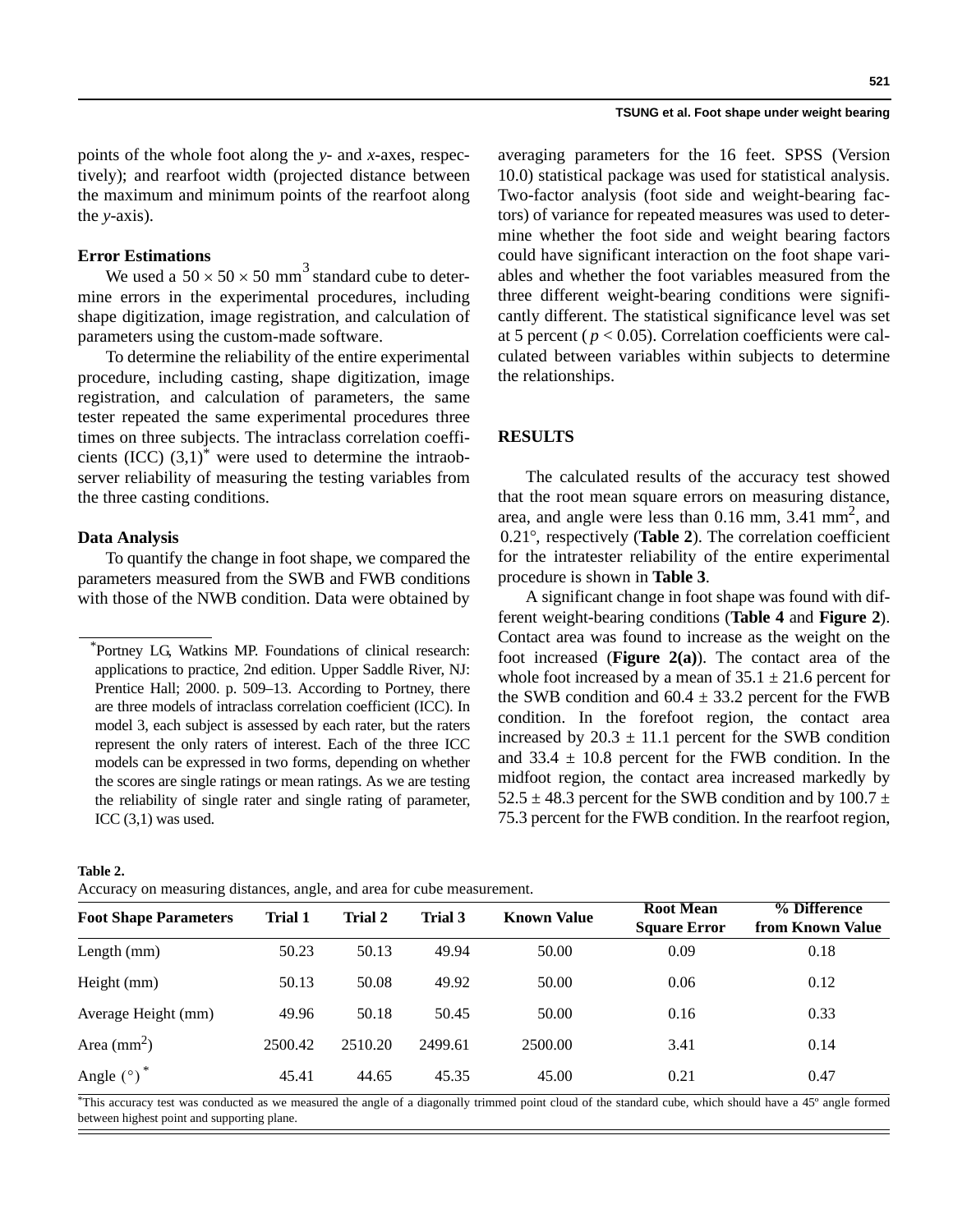points of the whole foot along the *y*- and *x*-axes, respectively); and rearfoot width (projected distance between the maximum and minimum points of the rearfoot along the *y*-axis).

### Error Estimations

We used a $50 \times 50 \times 50$ mm$^3$ standard cube to determine errors in the experimental procedures, including shape digitization, image registration, and calculation of parameters using the custom-made software.

To determine the reliability of the entire experimental procedure, including casting, shape digitization, image registration, and calculation of parameters, the same tester repeated the same experimental procedures three times on three subjects. The intraclass correlation coefficients (ICC) (3,1)* were used to determine the intraobserver reliability of measuring the testing variables from the three casting conditions.

### Data Analysis

To quantify the change in foot shape, we compared the parameters measured from the SWB and FWB conditions with those of the NWB condition. Data were obtained by averaging parameters for the 16 feet. SPSS (Version 10.0) statistical package was used for statistical analysis. Two-factor analysis (foot side and weight-bearing factors) of variance for repeated measures was used to determine whether the foot side and weight bearing factors could have significant interaction on the foot shape variables and whether the foot variables measured from the three different weight-bearing conditions were significantly different. The statistical significance level was set at 5 percent ( $p < 0.05$). Correlation coefficients were calculated between variables within subjects to determine the relationships.

*Portney LG, Watkins MP. Foundations of clinical research: applications to practice, 2nd edition. Upper Saddle River, NJ: Prentice Hall; 2000. p. 509–13. According to Portney, there are three models of intraclass correlation coefficient (ICC). In model 3, each subject is assessed by each rater, but the raters represent the only raters of interest. Each of the three ICC models can be expressed in two forms, depending on whether the scores are single ratings or mean ratings. As we are testing the reliability of single rater and single rating of parameter, ICC (3,1) was used.

## RESULTS

The calculated results of the accuracy test showed that the root mean square errors on measuring distance, area, and angle were less than 0.16 mm, 3.41 mm$^2$, and 0.21°, respectively (**Table 2**). The correlation coefficient for the intratester reliability of the entire experimental procedure is shown in **Table 3**.

A significant change in foot shape was found with different weight-bearing conditions (**Table 4** and **Figure 2**). Contact area was found to increase as the weight on the foot increased (**Figure 2(a)**). The contact area of the whole foot increased by a mean of $35.1 \pm 21.6$ percent for the SWB condition and $60.4 \pm 33.2$ percent for the FWB condition. In the forefoot region, the contact area increased by $20.3 \pm 11.1$ percent for the SWB condition and $33.4 \pm 10.8$ percent for the FWB condition. In the midfoot region, the contact area increased markedly by $52.5 \pm 48.3$ percent for the SWB condition and by $100.7 \pm 75.3$ percent for the FWB condition. In the rearfoot region,

**Table 2.**
Accuracy on measuring distances, angle, and area for cube measurement.

| Foot Shape Parameters | Trial 1 | Trial 2 | Trial 3 | Known Value | Root Mean Square Error | % Difference from Known Value |
|---|---|---|---|---|---|---|
| Length (mm) | 50.23 | 50.13 | 49.94 | 50.00 | 0.09 | 0.18 |
| Height (mm) | 50.13 | 50.08 | 49.92 | 50.00 | 0.06 | 0.12 |
| Average Height (mm) | 49.96 | 50.18 | 50.45 | 50.00 | 0.16 | 0.33 |
| Area (mm$^2$) | 2500.42 | 2510.20 | 2499.61 | 2500.00 | 3.41 | 0.14 |
| Angle (°)* | 45.41 | 44.65 | 45.35 | 45.00 | 0.21 | 0.47 |

*This accuracy test was conducted as we measured the angle of a diagonally trimmed point cloud of the standard cube, which should have a 45° angle formed between highest point and supporting plane.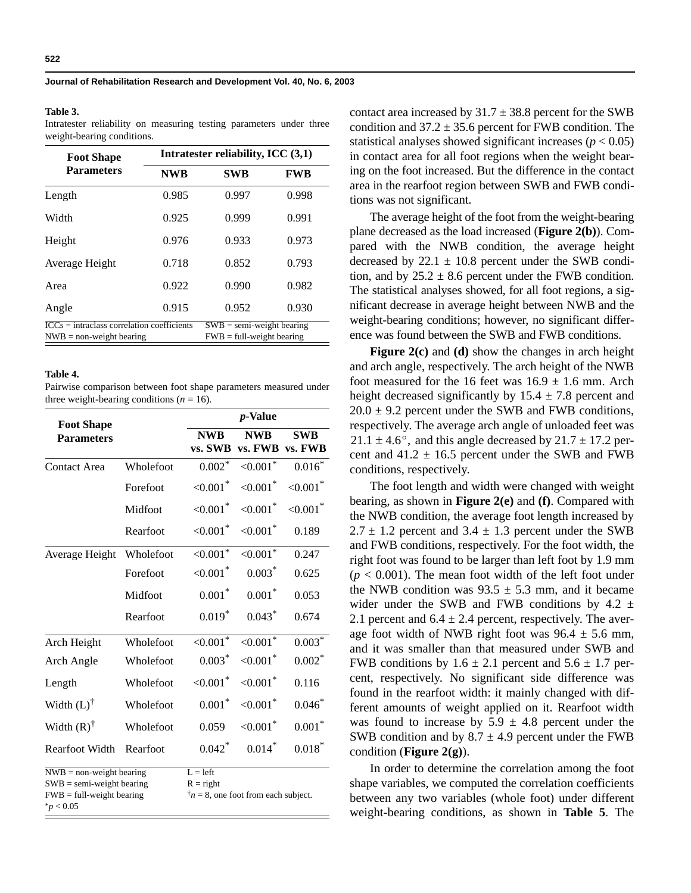**Table 3.**

Intratester reliability on measuring testing parameters under three weight-bearing conditions.

| Foot Shape Parameters | Intratester reliability, ICC (3,1) | | |
|---|---|---|---|
| | NWB | SWB | FWB |
| Length | 0.985 | 0.997 | 0.998 |
| Width | 0.925 | 0.999 | 0.991 |
| Height | 0.976 | 0.933 | 0.973 |
| Average Height | 0.718 | 0.852 | 0.793 |
| Area | 0.922 | 0.990 | 0.982 |
| Angle | 0.915 | 0.952 | 0.930 |

ICCs = intraclass correlation coefficients; SWB = semi-weight bearing; NWB = non-weight bearing; FWB = full-weight bearing

**Table 4.**

Pairwise comparison between foot shape parameters measured under three weight-bearing conditions ($n$ = 16).

| Foot Shape Parameters | | *p*-Value | | |
|---|---|---|---|---|
| | | NWB vs. SWB | NWB vs. FWB | SWB vs. FWB |
| Contact Area | Wholefoot | 0.002* | <0.001* | 0.016* |
| | Forefoot | <0.001* | <0.001* | <0.001* |
| | Midfoot | <0.001* | <0.001* | <0.001* |
| | Rearfoot | <0.001* | <0.001* | 0.189 |
| Average Height | Wholefoot | <0.001* | <0.001* | 0.247 |
| | Forefoot | <0.001* | 0.003* | 0.625 |
| | Midfoot | 0.001* | 0.001* | 0.053 |
| | Rearfoot | 0.019* | 0.043* | 0.674 |
| Arch Height | Wholefoot | <0.001* | <0.001* | 0.003* |
| Arch Angle | Wholefoot | 0.003* | <0.001* | 0.002* |
| Length | Wholefoot | <0.001* | <0.001* | 0.116 |
| Width (L)† | Wholefoot | 0.001* | <0.001* | 0.046* |
| Width (R)† | Wholefoot | 0.059 | <0.001* | 0.001* |
| Rearfoot Width | Rearfoot | 0.042* | 0.014* | 0.018* |

NWB = non-weight bearing; SWB = semi-weight bearing; FWB = full-weight bearing; *$p < 0.05$; L = left; R = right; †$n$ = 8, one foot from each subject.

contact area increased by 31.7 ± 38.8 percent for the SWB condition and 37.2 ± 35.6 percent for FWB condition. The statistical analyses showed significant increases ($p < 0.05$) in contact area for all foot regions when the weight bearing on the foot increased. But the difference in the contact area in the rearfoot region between SWB and FWB conditions was not significant.

The average height of the foot from the weight-bearing plane decreased as the load increased (**Figure 2(b)**). Compared with the NWB condition, the average height decreased by 22.1 ± 10.8 percent under the SWB condition, and by 25.2 ± 8.6 percent under the FWB condition. The statistical analyses showed, for all foot regions, a significant decrease in average height between NWB and the weight-bearing conditions; however, no significant difference was found between the SWB and FWB conditions.

**Figure 2(c)** and **(d)** show the changes in arch height and arch angle, respectively. The arch height of the NWB foot measured for the 16 feet was 16.9 ± 1.6 mm. Arch height decreased significantly by 15.4 ± 7.8 percent and 20.0 ± 9.2 percent under the SWB and FWB conditions, respectively. The average arch angle of unloaded feet was 21.1 ± 4.6°, and this angle decreased by 21.7 ± 17.2 percent and 41.2 ± 16.5 percent under the SWB and FWB conditions, respectively.

The foot length and width were changed with weight bearing, as shown in **Figure 2(e)** and **(f)**. Compared with the NWB condition, the average foot length increased by 2.7 ± 1.2 percent and 3.4 ± 1.3 percent under the SWB and FWB conditions, respectively. For the foot width, the right foot was found to be larger than left foot by 1.9 mm ($p < 0.001$). The mean foot width of the left foot under the NWB condition was 93.5 ± 5.3 mm, and it became wider under the SWB and FWB conditions by 4.2 ± 2.1 percent and 6.4 ± 2.4 percent, respectively. The average foot width of NWB right foot was 96.4 ± 5.6 mm, and it was smaller than that measured under SWB and FWB conditions by 1.6 ± 2.1 percent and 5.6 ± 1.7 percent, respectively. No significant side difference was found in the rearfoot width: it mainly changed with different amounts of weight applied on it. Rearfoot width was found to increase by 5.9 ± 4.8 percent under the SWB condition and by 8.7 ± 4.9 percent under the FWB condition (**Figure 2(g)**).

In order to determine the correlation among the foot shape variables, we computed the correlation coefficients between any two variables (whole foot) under different weight-bearing conditions, as shown in **Table 5**. The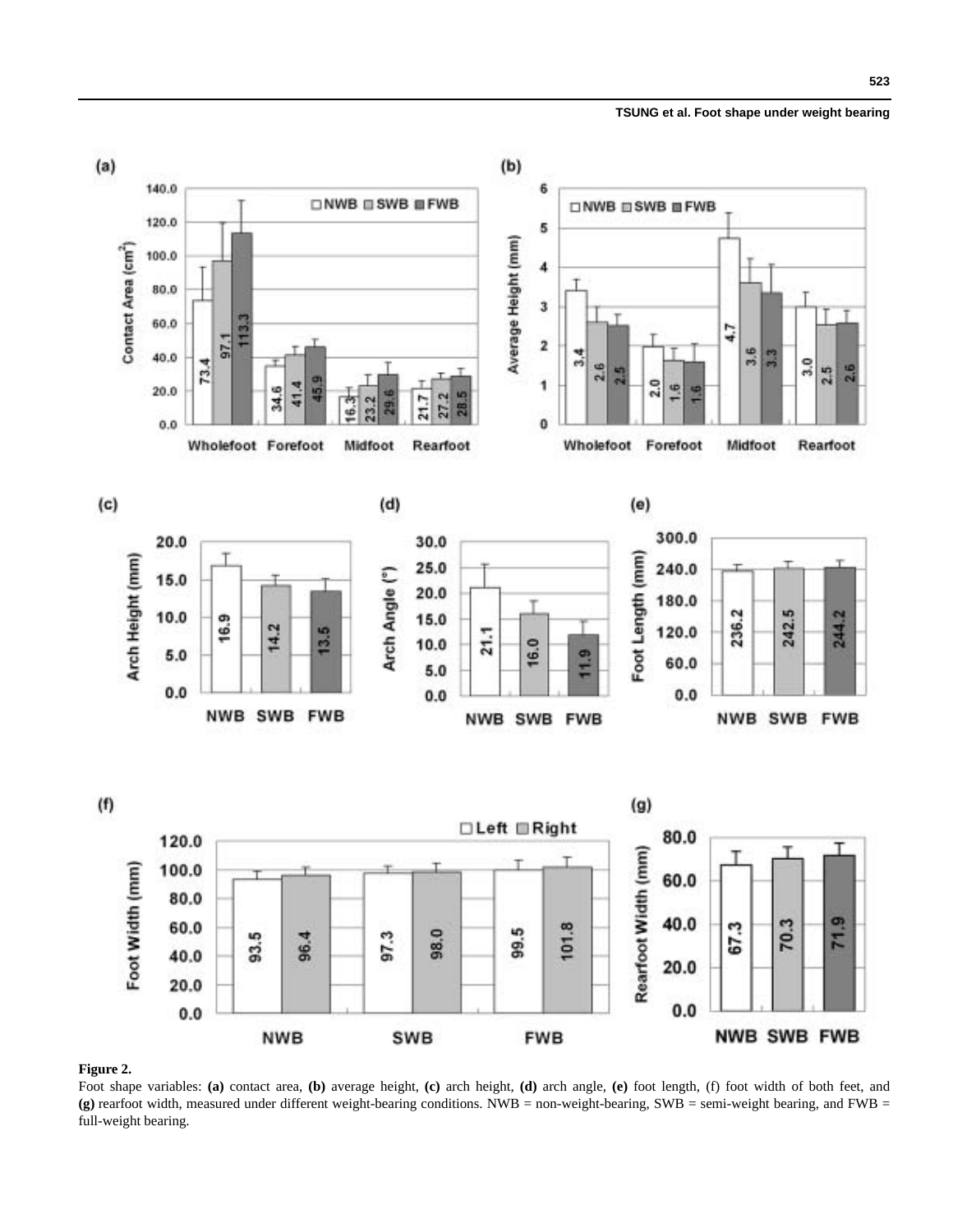**Figure 2.**

Foot shape variables: **(a)** contact area, **(b)** average height, **(c)** arch height, **(d)** arch angle, **(e)** foot length, (f) foot width of both feet, and **(g)** rearfoot width, measured under different weight-bearing conditions. NWB = non-weight-bearing, SWB = semi-weight bearing, and FWB = full-weight bearing.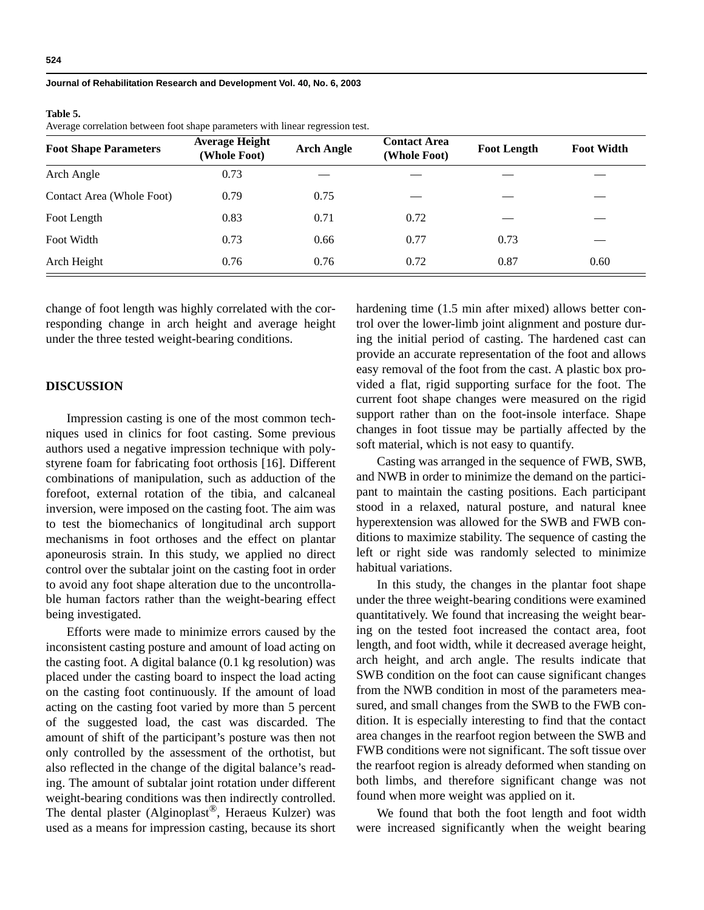**Table 5.**

Average correlation between foot shape parameters with linear regression test.

| Foot Shape Parameters | Average Height (Whole Foot) | Arch Angle | Contact Area (Whole Foot) | Foot Length | Foot Width |
|---|---|---|---|---|---|
| Arch Angle | 0.73 | — | — | — | — |
| Contact Area (Whole Foot) | 0.79 | 0.75 | — | — | — |
| Foot Length | 0.83 | 0.71 | 0.72 | — | — |
| Foot Width | 0.73 | 0.66 | 0.77 | 0.73 | — |
| Arch Height | 0.76 | 0.76 | 0.72 | 0.87 | 0.60 |

change of foot length was highly correlated with the corresponding change in arch height and average height under the three tested weight-bearing conditions.

## DISCUSSION

Impression casting is one of the most common techniques used in clinics for foot casting. Some previous authors used a negative impression technique with polystyrene foam for fabricating foot orthosis [16]. Different combinations of manipulation, such as adduction of the forefoot, external rotation of the tibia, and calcaneal inversion, were imposed on the casting foot. The aim was to test the biomechanics of longitudinal arch support mechanisms in foot orthoses and the effect on plantar aponeurosis strain. In this study, we applied no direct control over the subtalar joint on the casting foot in order to avoid any foot shape alteration due to the uncontrollable human factors rather than the weight-bearing effect being investigated.

Efforts were made to minimize errors caused by the inconsistent casting posture and amount of load acting on the casting foot. A digital balance (0.1 kg resolution) was placed under the casting board to inspect the load acting on the casting foot continuously. If the amount of load acting on the casting foot varied by more than 5 percent of the suggested load, the cast was discarded. The amount of shift of the participant's posture was then not only controlled by the assessment of the orthotist, but also reflected in the change of the digital balance's reading. The amount of subtalar joint rotation under different weight-bearing conditions was then indirectly controlled. The dental plaster (Alginoplast®, Heraeus Kulzer) was used as a means for impression casting, because its short hardening time (1.5 min after mixed) allows better control over the lower-limb joint alignment and posture during the initial period of casting. The hardened cast can provide an accurate representation of the foot and allows easy removal of the foot from the cast. A plastic box provided a flat, rigid supporting surface for the foot. The current foot shape changes were measured on the rigid support rather than on the foot-insole interface. Shape changes in foot tissue may be partially affected by the soft material, which is not easy to quantify.

Casting was arranged in the sequence of FWB, SWB, and NWB in order to minimize the demand on the participant to maintain the casting positions. Each participant stood in a relaxed, natural posture, and natural knee hyperextension was allowed for the SWB and FWB conditions to maximize stability. The sequence of casting the left or right side was randomly selected to minimize habitual variations.

In this study, the changes in the plantar foot shape under the three weight-bearing conditions were examined quantitatively. We found that increasing the weight bearing on the tested foot increased the contact area, foot length, and foot width, while it decreased average height, arch height, and arch angle. The results indicate that SWB condition on the foot can cause significant changes from the NWB condition in most of the parameters measured, and small changes from the SWB to the FWB condition. It is especially interesting to find that the contact area changes in the rearfoot region between the SWB and FWB conditions were not significant. The soft tissue over the rearfoot region is already deformed when standing on both limbs, and therefore significant change was not found when more weight was applied on it.

We found that both the foot length and foot width were increased significantly when the weight bearing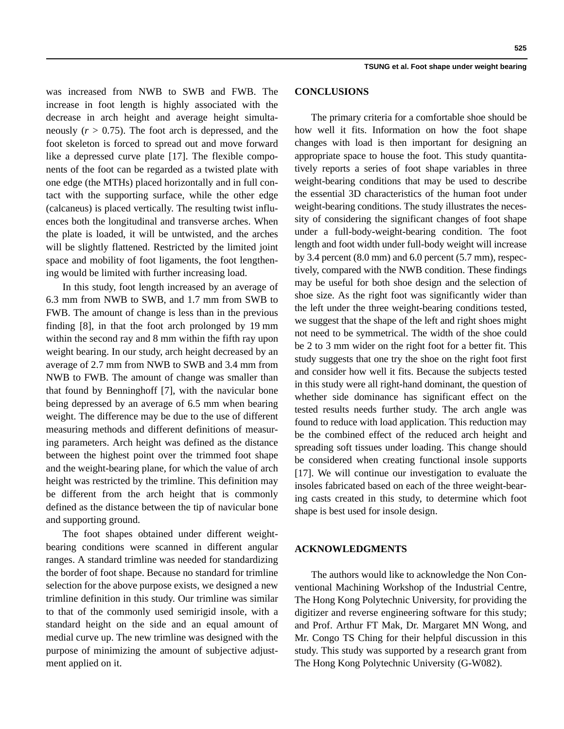was increased from NWB to SWB and FWB. The increase in foot length is highly associated with the decrease in arch height and average height simultaneously ($r > 0.75$). The foot arch is depressed, and the foot skeleton is forced to spread out and move forward like a depressed curve plate [17]. The flexible components of the foot can be regarded as a twisted plate with one edge (the MTHs) placed horizontally and in full contact with the supporting surface, while the other edge (calcaneus) is placed vertically. The resulting twist influences both the longitudinal and transverse arches. When the plate is loaded, it will be untwisted, and the arches will be slightly flattened. Restricted by the limited joint space and mobility of foot ligaments, the foot lengthening would be limited with further increasing load.

In this study, foot length increased by an average of 6.3 mm from NWB to SWB, and 1.7 mm from SWB to FWB. The amount of change is less than in the previous finding [8], in that the foot arch prolonged by 19 mm within the second ray and 8 mm within the fifth ray upon weight bearing. In our study, arch height decreased by an average of 2.7 mm from NWB to SWB and 3.4 mm from NWB to FWB. The amount of change was smaller than that found by Benninghoff [7], with the navicular bone being depressed by an average of 6.5 mm when bearing weight. The difference may be due to the use of different measuring methods and different definitions of measuring parameters. Arch height was defined as the distance between the highest point over the trimmed foot shape and the weight-bearing plane, for which the value of arch height was restricted by the trimline. This definition may be different from the arch height that is commonly defined as the distance between the tip of navicular bone and supporting ground.

The foot shapes obtained under different weight-bearing conditions were scanned in different angular ranges. A standard trimline was needed for standardizing the border of foot shape. Because no standard for trimline selection for the above purpose exists, we designed a new trimline definition in this study. Our trimline was similar to that of the commonly used semirigid insole, with a standard height on the side and an equal amount of medial curve up. The new trimline was designed with the purpose of minimizing the amount of subjective adjustment applied on it.

## CONCLUSIONS

The primary criteria for a comfortable shoe should be how well it fits. Information on how the foot shape changes with load is then important for designing an appropriate space to house the foot. This study quantitatively reports a series of foot shape variables in three weight-bearing conditions that may be used to describe the essential 3D characteristics of the human foot under weight-bearing conditions. The study illustrates the necessity of considering the significant changes of foot shape under a full-body-weight-bearing condition. The foot length and foot width under full-body weight will increase by 3.4 percent (8.0 mm) and 6.0 percent (5.7 mm), respectively, compared with the NWB condition. These findings may be useful for both shoe design and the selection of shoe size. As the right foot was significantly wider than the left under the three weight-bearing conditions tested, we suggest that the shape of the left and right shoes might not need to be symmetrical. The width of the shoe could be 2 to 3 mm wider on the right foot for a better fit. This study suggests that one try the shoe on the right foot first and consider how well it fits. Because the subjects tested in this study were all right-hand dominant, the question of whether side dominance has significant effect on the tested results needs further study. The arch angle was found to reduce with load application. This reduction may be the combined effect of the reduced arch height and spreading soft tissues under loading. This change should be considered when creating functional insole supports [17]. We will continue our investigation to evaluate the insoles fabricated based on each of the three weight-bearing casts created in this study, to determine which foot shape is best used for insole design.

## ACKNOWLEDGMENTS

The authors would like to acknowledge the Non Conventional Machining Workshop of the Industrial Centre, The Hong Kong Polytechnic University, for providing the digitizer and reverse engineering software for this study; and Prof. Arthur FT Mak, Dr. Margaret MN Wong, and Mr. Congo TS Ching for their helpful discussion in this study. This study was supported by a research grant from The Hong Kong Polytechnic University (G-W082).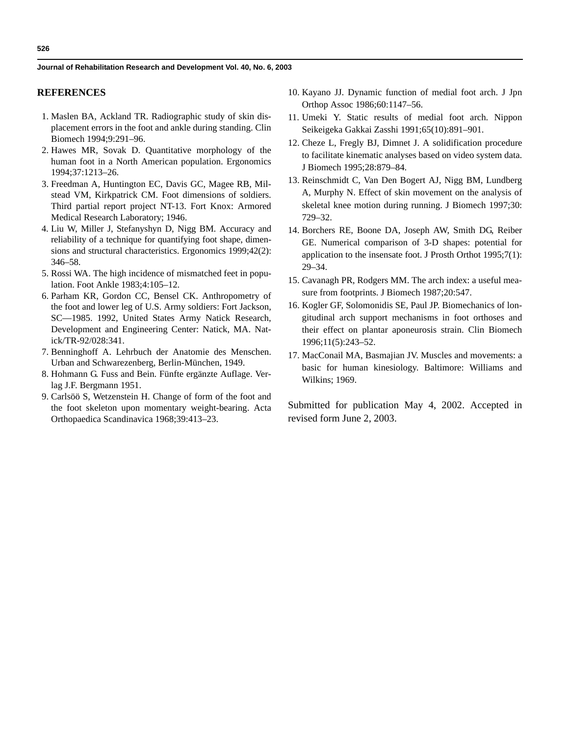## REFERENCES

1. Maslen BA, Ackland TR. Radiographic study of skin displacement errors in the foot and ankle during standing. Clin Biomech 1994;9:291–96.
2. Hawes MR, Sovak D. Quantitative morphology of the human foot in a North American population. Ergonomics 1994;37:1213–26.
3. Freedman A, Huntington EC, Davis GC, Magee RB, Milstead VM, Kirkpatrick CM. Foot dimensions of soldiers. Third partial report project NT-13. Fort Knox: Armored Medical Research Laboratory; 1946.
4. Liu W, Miller J, Stefanyshyn D, Nigg BM. Accuracy and reliability of a technique for quantifying foot shape, dimensions and structural characteristics. Ergonomics 1999;42(2): 346–58.
5. Rossi WA. The high incidence of mismatched feet in population. Foot Ankle 1983;4:105–12.
6. Parham KR, Gordon CC, Bensel CK. Anthropometry of the foot and lower leg of U.S. Army soldiers: Fort Jackson, SC—1985. 1992, United States Army Natick Research, Development and Engineering Center: Natick, MA. Natick/TR-92/028:341.
7. Benninghoff A. Lehrbuch der Anatomie des Menschen. Urban and Schwarezenberg, Berlin-München, 1949.
8. Hohmann G. Fuss and Bein. Fünfte ergänzte Auflage. Verlag J.F. Bergmann 1951.
9. Carlsöö S, Wetzenstein H. Change of form of the foot and the foot skeleton upon momentary weight-bearing. Acta Orthopaedica Scandinavica 1968;39:413–23.
10. Kayano JJ. Dynamic function of medial foot arch. J Jpn Orthop Assoc 1986;60:1147–56.
11. Umeki Y. Static results of medial foot arch. Nippon Seikeigeka Gakkai Zasshi 1991;65(10):891–901.
12. Cheze L, Fregly BJ, Dimnet J. A solidification procedure to facilitate kinematic analyses based on video system data. J Biomech 1995;28:879–84.
13. Reinschmidt C, Van Den Bogert AJ, Nigg BM, Lundberg A, Murphy N. Effect of skin movement on the analysis of skeletal knee motion during running. J Biomech 1997;30: 729–32.
14. Borchers RE, Boone DA, Joseph AW, Smith DG, Reiber GE. Numerical comparison of 3-D shapes: potential for application to the insensate foot. J Prosth Orthot 1995;7(1): 29–34.
15. Cavanagh PR, Rodgers MM. The arch index: a useful measure from footprints. J Biomech 1987;20:547.
16. Kogler GF, Solomonidis SE, Paul JP. Biomechanics of longitudinal arch support mechanisms in foot orthoses and their effect on plantar aponeurosis strain. Clin Biomech 1996;11(5):243–52.
17. MacConail MA, Basmajian JV. Muscles and movements: a basic for human kinesiology. Baltimore: Williams and Wilkins; 1969.

Submitted for publication May 4, 2002. Accepted in revised form June 2, 2003.